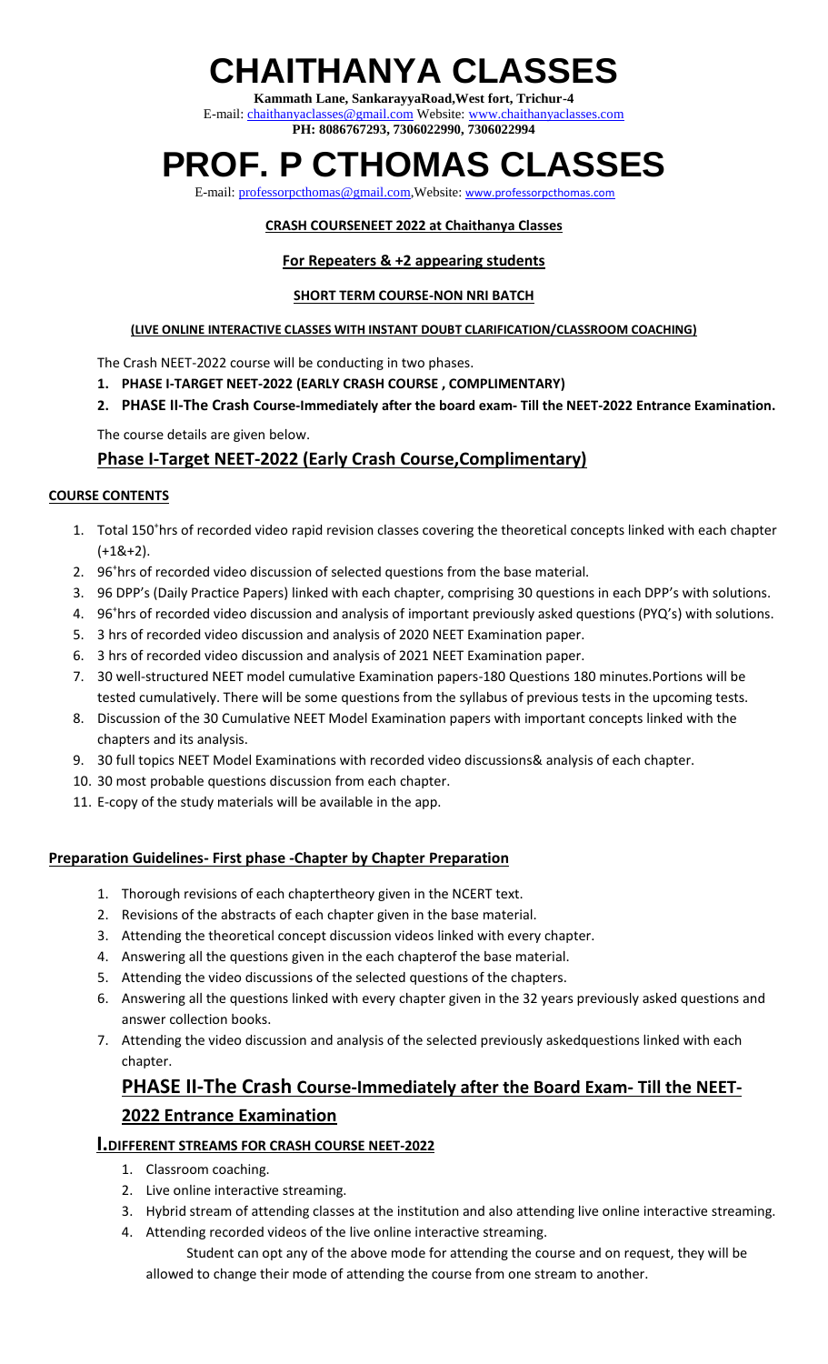# CHAITHANYA CLASSES

**Kammath Lane, SankarayyaRoad,West fort, Trichur-4**
E-mail: chaithanyaclasses@gmail.com Website: www.chaithanyaclasses.com
**PH: 8086767293, 7306022990, 7306022994**

# PROF. P CTHOMAS CLASSES

E-mail: professorpcthomas@gmail.com,Website: www.professorpcthomas.com

**CRASH COURSENEET 2022 at Chaithanya Classes**

**For Repeaters & +2 appearing students**

**SHORT TERM COURSE-NON NRI BATCH**

**(LIVE ONLINE INTERACTIVE CLASSES WITH INSTANT DOUBT CLARIFICATION/CLASSROOM COACHING)**

The Crash NEET-2022 course will be conducting in two phases.

1. **PHASE I-TARGET NEET-2022 (EARLY CRASH COURSE , COMPLIMENTARY)**
2. **PHASE II-The Crash Course-Immediately after the board exam- Till the NEET-2022 Entrance Examination.**

The course details are given below.

## Phase I-Target NEET-2022 (Early Crash Course,Complimentary)

**COURSE CONTENTS**

1. Total 150$^+$hrs of recorded video rapid revision classes covering the theoretical concepts linked with each chapter (+1&+2).
2. 96$^+$hrs of recorded video discussion of selected questions from the base material.
3. 96 DPP's (Daily Practice Papers) linked with each chapter, comprising 30 questions in each DPP's with solutions.
4. 96$^+$hrs of recorded video discussion and analysis of important previously asked questions (PYQ's) with solutions.
5. 3 hrs of recorded video discussion and analysis of 2020 NEET Examination paper.
6. 3 hrs of recorded video discussion and analysis of 2021 NEET Examination paper.
7. 30 well-structured NEET model cumulative Examination papers-180 Questions 180 minutes.Portions will be tested cumulatively. There will be some questions from the syllabus of previous tests in the upcoming tests.
8. Discussion of the 30 Cumulative NEET Model Examination papers with important concepts linked with the chapters and its analysis.
9. 30 full topics NEET Model Examinations with recorded video discussions& analysis of each chapter.
10. 30 most probable questions discussion from each chapter.
11. E-copy of the study materials will be available in the app.

**Preparation Guidelines- First phase -Chapter by Chapter Preparation**

1. Thorough revisions of each chaptertheory given in the NCERT text.
2. Revisions of the abstracts of each chapter given in the base material.
3. Attending the theoretical concept discussion videos linked with every chapter.
4. Answering all the questions given in the each chapterof the base material.
5. Attending the video discussions of the selected questions of the chapters.
6. Answering all the questions linked with every chapter given in the 32 years previously asked questions and answer collection books.
7. Attending the video discussion and analysis of the selected previously askedquestions linked with each chapter.

## PHASE II-The Crash Course-Immediately after the Board Exam- Till the NEET-2022 Entrance Examination

**I.DIFFERENT STREAMS FOR CRASH COURSE NEET-2022**

1. Classroom coaching.
2. Live online interactive streaming.
3. Hybrid stream of attending classes at the institution and also attending live online interactive streaming.
4. Attending recorded videos of the live online interactive streaming.

Student can opt any of the above mode for attending the course and on request, they will be allowed to change their mode of attending the course from one stream to another.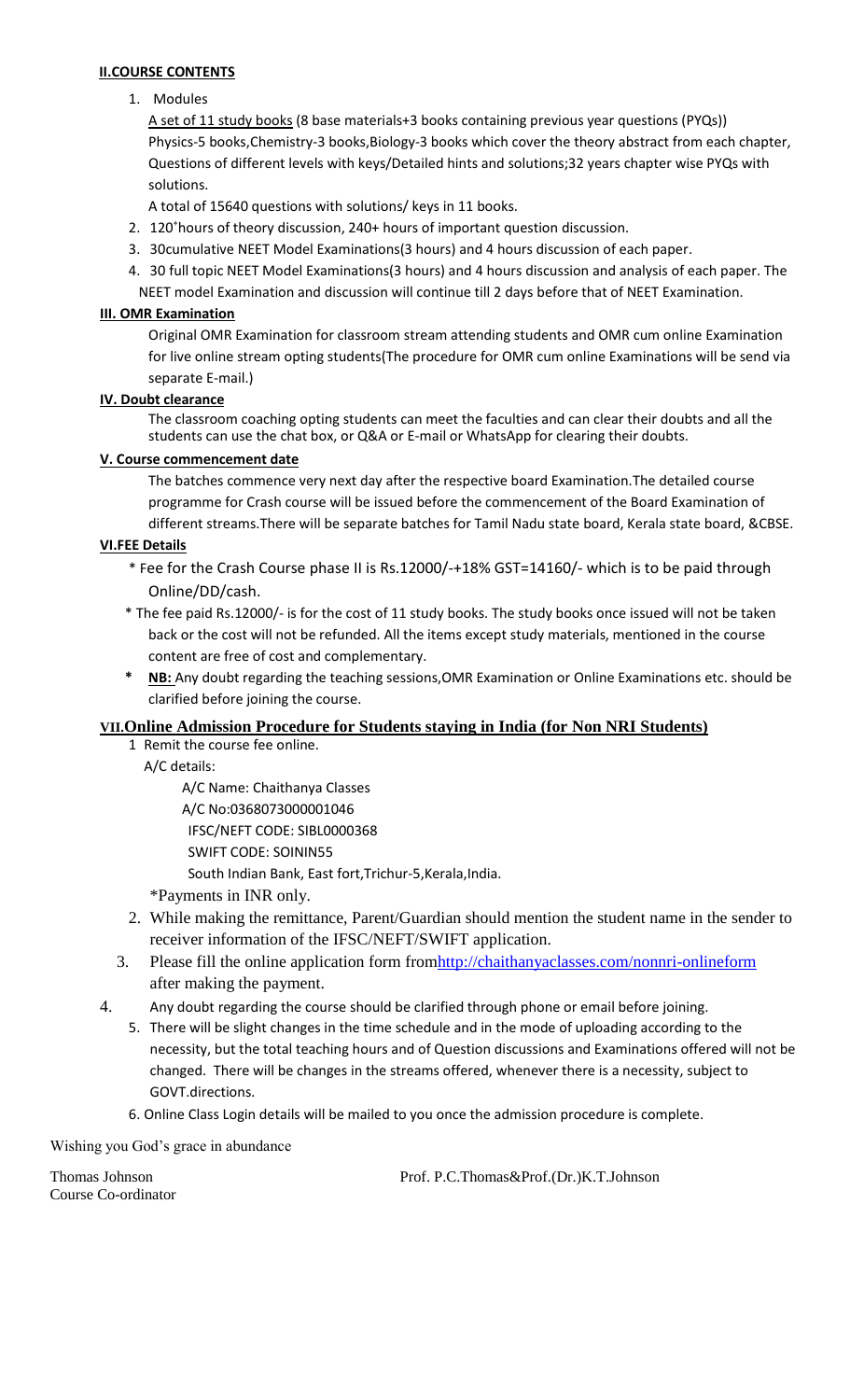#### II.COURSE CONTENTS

1. Modules

   A set of 11 study books (8 base materials+3 books containing previous year questions (PYQs))
   Physics-5 books,Chemistry-3 books,Biology-3 books which cover the theory abstract from each chapter, Questions of different levels with keys/Detailed hints and solutions;32 years chapter wise PYQs with solutions.

   A total of 15640 questions with solutions/ keys in 11 books.

2. 120+hours of theory discussion, 240+ hours of important question discussion.
3. 30cumulative NEET Model Examinations(3 hours) and 4 hours discussion of each paper.
4. 30 full topic NEET Model Examinations(3 hours) and 4 hours discussion and analysis of each paper. The NEET model Examination and discussion will continue till 2 days before that of NEET Examination.

#### III. OMR Examination

Original OMR Examination for classroom stream attending students and OMR cum online Examination for live online stream opting students(The procedure for OMR cum online Examinations will be send via separate E-mail.)

#### IV. Doubt clearance

The classroom coaching opting students can meet the faculties and can clear their doubts and all the students can use the chat box, or Q&A or E-mail or WhatsApp for clearing their doubts.

#### V. Course commencement date

The batches commence very next day after the respective board Examination.The detailed course programme for Crash course will be issued before the commencement of the Board Examination of different streams.There will be separate batches for Tamil Nadu state board, Kerala state board, &CBSE.

#### VI.FEE Details

- Fee for the Crash Course phase II is Rs.12000/-+18% GST=14160/- which is to be paid through Online/DD/cash.
- The fee paid Rs.12000/- is for the cost of 11 study books. The study books once issued will not be taken back or the cost will not be refunded. All the items except study materials, mentioned in the course content are free of cost and complementary.
- **NB:** Any doubt regarding the teaching sessions,OMR Examination or Online Examinations etc. should be clarified before joining the course.

#### VII.Online Admission Procedure for Students staying in India (for Non NRI Students)

1 Remit the course fee online.

A/C details:

A/C Name: Chaithanya Classes
A/C No:0368073000001046
IFSC/NEFT CODE: SIBL0000368
SWIFT CODE: SOININ55
South Indian Bank, East fort,Trichur-5,Kerala,India.

*Payments in INR only.

2. While making the remittance, Parent/Guardian should mention the student name in the sender to receiver information of the IFSC/NEFT/SWIFT application.
3. Please fill the online application form fromhttp://chaithanyaclasses.com/nonnri-onlineform after making the payment.
4. Any doubt regarding the course should be clarified through phone or email before joining.
5. There will be slight changes in the time schedule and in the mode of uploading according to the necessity, but the total teaching hours and of Question discussions and Examinations offered will not be changed. There will be changes in the streams offered, whenever there is a necessity, subject to GOVT.directions.
6. Online Class Login details will be mailed to you once the admission procedure is complete.

Wishing you God's grace in abundance

Thomas Johnson
Course Co-ordinator

Prof. P.C.Thomas&Prof.(Dr.)K.T.Johnson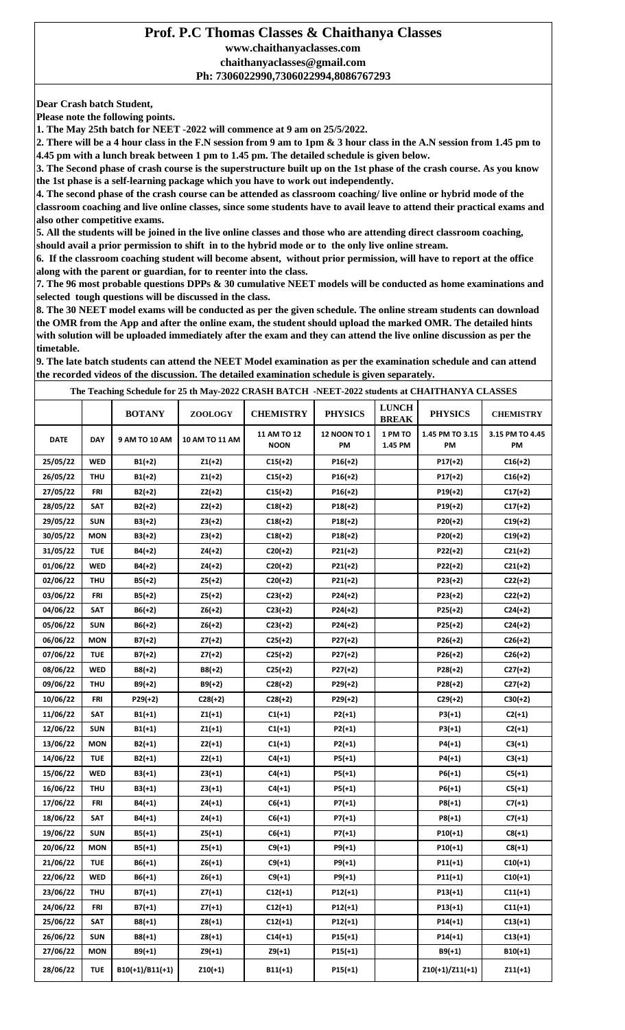# Prof. P.C Thomas Classes & Chaithanya Classes

**www.chaithanyaclasses.com**

**chaithanyaclasses@gmail.com**

**Ph: 7306022990,7306022994,8086767293**

**Dear Crash batch Student,**

**Please note the following points.**

**1. The May 25th batch for NEET -2022 will commence at 9 am on 25/5/2022.**

**2. There will be a 4 hour class in the F.N session from 9 am to 1pm & 3 hour class in the A.N session from 1.45 pm to 4.45 pm with a lunch break between 1 pm to 1.45 pm. The detailed schedule is given below.**

**3. The Second phase of crash course is the superstructure built up on the 1st phase of the crash course. As you know the 1st phase is a self-learning package which you have to work out independently.**

**4. The second phase of the crash course can be attended as classroom coaching/ live online or hybrid mode of the classroom coaching and live online classes, since some students have to avail leave to attend their practical exams and also other competitive exams.**

**5. All the students will be joined in the live online classes and those who are attending direct classroom coaching, should avail a prior permission to shift in to the hybrid mode or to the only live online stream.**

**6. If the classroom coaching student will become absent, without prior permission, will have to report at the office along with the parent or guardian, for to reenter into the class.**

**7. The 96 most probable questions DPPs & 30 cumulative NEET models will be conducted as home examinations and selected tough questions will be discussed in the class.**

**8. The 30 NEET model exams will be conducted as per the given schedule. The online stream students can download the OMR from the App and after the online exam, the student should upload the marked OMR. The detailed hints with solution will be uploaded immediately after the exam and they can attend the live online discussion as per the timetable.**

**9. The late batch students can attend the NEET Model examination as per the examination schedule and can attend the recorded videos of the discussion. The detailed examination schedule is given separately.**

**The Teaching Schedule for 25 th May-2022 CRASH BATCH -NEET-2022 students at CHAITHANYA CLASSES**

| | | BOTANY | ZOOLOGY | CHEMISTRY | PHYSICS | LUNCH BREAK | PHYSICS | CHEMISTRY |
|---|---|---|---|---|---|---|---|---|
| DATE | DAY | 9 AM TO 10 AM | 10 AM TO 11 AM | 11 AM TO 12 NOON | 12 NOON TO 1 PM | 1 PM TO 1.45 PM | 1.45 PM TO 3.15 PM | 3.15 PM TO 4.45 PM |
| 25/05/22 | WED | B1(+2) | Z1(+2) | C15(+2) | P16(+2) | | P17(+2) | C16(+2) |
| 26/05/22 | THU | B1(+2) | Z1(+2) | C15(+2) | P16(+2) | | P17(+2) | C16(+2) |
| 27/05/22 | FRI | B2(+2) | Z2(+2) | C15(+2) | P16(+2) | | P19(+2) | C17(+2) |
| 28/05/22 | SAT | B2(+2) | Z2(+2) | C18(+2) | P18(+2) | | P19(+2) | C17(+2) |
| 29/05/22 | SUN | B3(+2) | Z3(+2) | C18(+2) | P18(+2) | | P20(+2) | C19(+2) |
| 30/05/22 | MON | B3(+2) | Z3(+2) | C18(+2) | P18(+2) | | P20(+2) | C19(+2) |
| 31/05/22 | TUE | B4(+2) | Z4(+2) | C20(+2) | P21(+2) | | P22(+2) | C21(+2) |
| 01/06/22 | WED | B4(+2) | Z4(+2) | C20(+2) | P21(+2) | | P22(+2) | C21(+2) |
| 02/06/22 | THU | B5(+2) | Z5(+2) | C20(+2) | P21(+2) | | P23(+2) | C22(+2) |
| 03/06/22 | FRI | B5(+2) | Z5(+2) | C23(+2) | P24(+2) | | P23(+2) | C22(+2) |
| 04/06/22 | SAT | B6(+2) | Z6(+2) | C23(+2) | P24(+2) | | P25(+2) | C24(+2) |
| 05/06/22 | SUN | B6(+2) | Z6(+2) | C23(+2) | P24(+2) | | P25(+2) | C24(+2) |
| 06/06/22 | MON | B7(+2) | Z7(+2) | C25(+2) | P27(+2) | | P26(+2) | C26(+2) |
| 07/06/22 | TUE | B7(+2) | Z7(+2) | C25(+2) | P27(+2) | | P26(+2) | C26(+2) |
| 08/06/22 | WED | B8(+2) | B8(+2) | C25(+2) | P27(+2) | | P28(+2) | C27(+2) |
| 09/06/22 | THU | B9(+2) | B9(+2) | C28(+2) | P29(+2) | | P28(+2) | C27(+2) |
| 10/06/22 | FRI | P29(+2) | C28(+2) | C28(+2) | P29(+2) | | C29(+2) | C30(+2) |
| 11/06/22 | SAT | B1(+1) | Z1(+1) | C1(+1) | P2(+1) | | P3(+1) | C2(+1) |
| 12/06/22 | SUN | B1(+1) | Z1(+1) | C1(+1) | P2(+1) | | P3(+1) | C2(+1) |
| 13/06/22 | MON | B2(+1) | Z2(+1) | C1(+1) | P2(+1) | | P4(+1) | C3(+1) |
| 14/06/22 | TUE | B2(+1) | Z2(+1) | C4(+1) | P5(+1) | | P4(+1) | C3(+1) |
| 15/06/22 | WED | B3(+1) | Z3(+1) | C4(+1) | P5(+1) | | P6(+1) | C5(+1) |
| 16/06/22 | THU | B3(+1) | Z3(+1) | C4(+1) | P5(+1) | | P6(+1) | C5(+1) |
| 17/06/22 | FRI | B4(+1) | Z4(+1) | C6(+1) | P7(+1) | | P8(+1) | C7(+1) |
| 18/06/22 | SAT | B4(+1) | Z4(+1) | C6(+1) | P7(+1) | | P8(+1) | C7(+1) |
| 19/06/22 | SUN | B5(+1) | Z5(+1) | C6(+1) | P7(+1) | | P10(+1) | C8(+1) |
| 20/06/22 | MON | B5(+1) | Z5(+1) | C9(+1) | P9(+1) | | P10(+1) | C8(+1) |
| 21/06/22 | TUE | B6(+1) | Z6(+1) | C9(+1) | P9(+1) | | P11(+1) | C10(+1) |
| 22/06/22 | WED | B6(+1) | Z6(+1) | C9(+1) | P9(+1) | | P11(+1) | C10(+1) |
| 23/06/22 | THU | B7(+1) | Z7(+1) | C12(+1) | P12(+1) | | P13(+1) | C11(+1) |
| 24/06/22 | FRI | B7(+1) | Z7(+1) | C12(+1) | P12(+1) | | P13(+1) | C11(+1) |
| 25/06/22 | SAT | B8(+1) | Z8(+1) | C12(+1) | P12(+1) | | P14(+1) | C13(+1) |
| 26/06/22 | SUN | B8(+1) | Z8(+1) | C14(+1) | P15(+1) | | P14(+1) | C13(+1) |
| 27/06/22 | MON | B9(+1) | Z9(+1) | Z9(+1) | P15(+1) | | B9(+1) | B10(+1) |
| 28/06/22 | TUE | B10(+1)/B11(+1) | Z10(+1) | B11(+1) | P15(+1) | | Z10(+1)/Z11(+1) | Z11(+1) |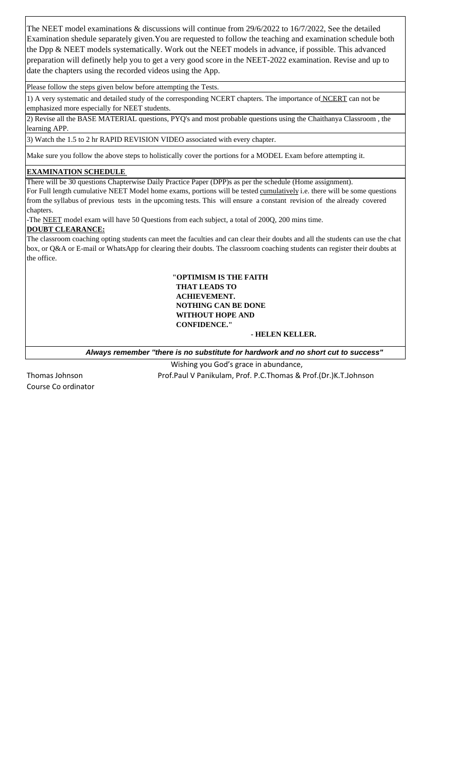The NEET model examinations & discussions will continue from 29/6/2022 to 16/7/2022, See the detailed Examination shedule separately given.You are requested to follow the teaching and examination schedule both the Dpp & NEET models systematically. Work out the NEET models in advance, if possible. This advanced preparation will definetly help you to get a very good score in the NEET-2022 examination. Revise and up to date the chapters using the recorded videos using the App.

Please follow the steps given below before attempting the Tests.

1) A very systematic and detailed study of the corresponding NCERT chapters. The importance of NCERT can not be emphasized more especially for NEET students.

2) Revise all the BASE MATERIAL questions, PYQ's and most probable questions using the Chaithanya Classroom , the learning APP.

3) Watch the 1.5 to 2 hr RAPID REVISION VIDEO associated with every chapter.

Make sure you follow the above steps to holistically cover the portions for a MODEL Exam before attempting it.

**EXAMINATION SCHEDULE**

There will be 30 questions Chapterwise Daily Practice Paper (DPP)s as per the schedule (Home assignment).
For Full length cumulative NEET Model home exams, portions will be tested cumulatively i.e. there will be some questions from the syllabus of previous tests in the upcoming tests. This will ensure a constant revision of the already covered chapters.

-The NEET model exam will have 50 Questions from each subject, a total of 200Q, 200 mins time.

**DOUBT CLEARANCE:**

The classroom coaching opting students can meet the faculties and can clear their doubts and all the students can use the chat box, or Q&A or E-mail or WhatsApp for clearing their doubts. The classroom coaching students can register their doubts at the office.

**"OPTIMISM IS THE FAITH THAT LEADS TO ACHIEVEMENT. NOTHING CAN BE DONE WITHOUT HOPE AND CONFIDENCE."**

**- HELEN KELLER.**

***Always remember "there is no substitute for hardwork and no short cut to success"***

Wishing you God's grace in abundance,

Thomas Johnson
Course Co ordinator

Prof.Paul V Panikulam, Prof. P.C.Thomas & Prof.(Dr.)K.T.Johnson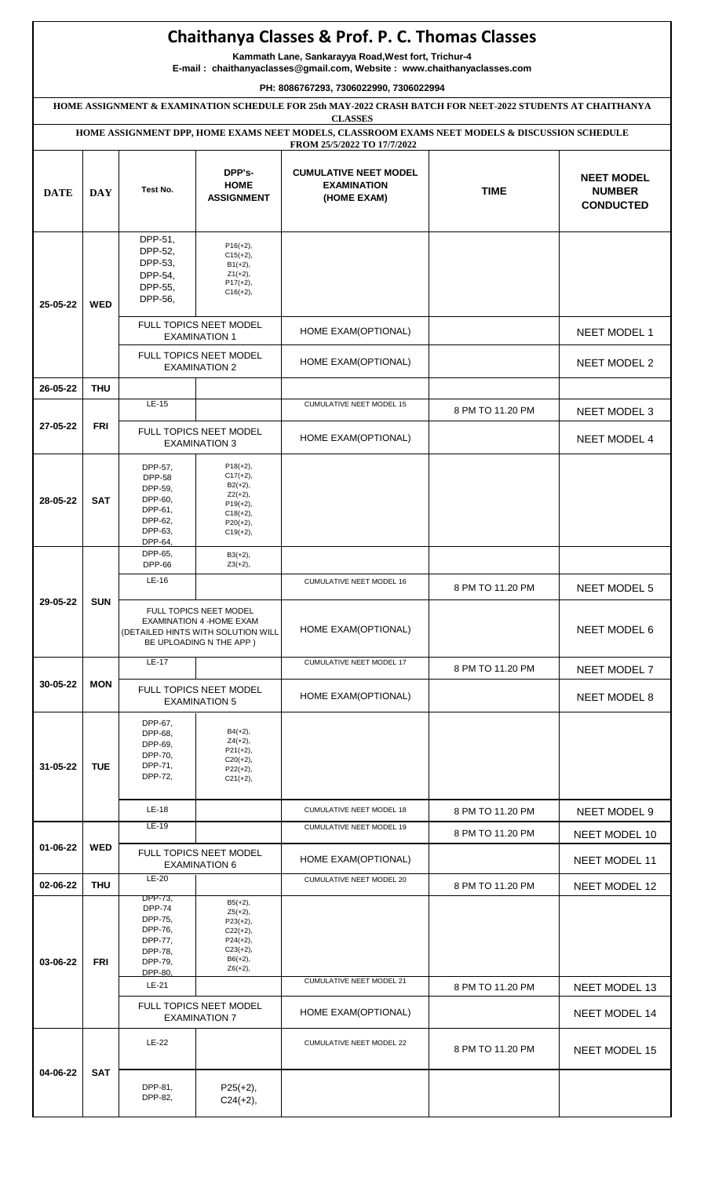# Chaithanya Classes & Prof. P. C. Thomas Classes

**Kammath Lane, Sankarayya Road,West fort, Trichur-4**

**E-mail : chaithanyaclasses@gmail.com, Website : www.chaithanyaclasses.com**

**PH: 8086767293, 7306022990, 7306022994**

**HOME ASSIGNMENT & EXAMINATION SCHEDULE FOR 25th MAY-2022 CRASH BATCH FOR NEET-2022 STUDENTS AT CHAITHANYA CLASSES**

**HOME ASSIGNMENT DPP, HOME EXAMS NEET MODELS, CLASSROOM EXAMS NEET MODELS & DISCUSSION SCHEDULE FROM 25/5/2022 TO 17/7/2022**

| DATE | DAY | Test No. | DPP's- HOME ASSIGNMENT | CUMULATIVE NEET MODEL EXAMINATION (HOME EXAM) | TIME | NEET MODEL NUMBER CONDUCTED |
|---|---|---|---|---|---|---|
| 25-05-22 | WED | DPP-51, DPP-52, DPP-53, DPP-54, DPP-55, DPP-56, | P16(+2), C15(+2), B1(+2), Z1(+2), P17(+2), C16(+2), | | | |
| | | FULL TOPICS NEET MODEL EXAMINATION 1 | | HOME EXAM(OPTIONAL) | | NEET MODEL 1 |
| | | FULL TOPICS NEET MODEL EXAMINATION 2 | | HOME EXAM(OPTIONAL) | | NEET MODEL 2 |
| 26-05-22 | THU | | | | | |
| 27-05-22 | FRI | LE-15 | | CUMULATIVE NEET MODEL 15 | 8 PM TO 11.20 PM | NEET MODEL 3 |
| | | FULL TOPICS NEET MODEL EXAMINATION 3 | | HOME EXAM(OPTIONAL) | | NEET MODEL 4 |
| 28-05-22 | SAT | DPP-57, DPP-58 DPP-59, DPP-60, DPP-61, DPP-62, DPP-63, DPP-64, | P18(+2), C17(+2), B2(+2), Z2(+2), P19(+2), C18(+2), P20(+2), C19(+2), | | | |
| 29-05-22 | SUN | DPP-65, DPP-66 | B3(+2), Z3(+2), | | | |
| | | LE-16 | | CUMULATIVE NEET MODEL 16 | 8 PM TO 11.20 PM | NEET MODEL 5 |
| | | FULL TOPICS NEET MODEL EXAMINATION 4 -HOME EXAM (DETAILED HINTS WITH SOLUTION WILL BE UPLOADING N THE APP ) | | HOME EXAM(OPTIONAL) | | NEET MODEL 6 |
| 30-05-22 | MON | LE-17 | | CUMULATIVE NEET MODEL 17 | 8 PM TO 11.20 PM | NEET MODEL 7 |
| | | FULL TOPICS NEET MODEL EXAMINATION 5 | | HOME EXAM(OPTIONAL) | | NEET MODEL 8 |
| 31-05-22 | TUE | DPP-67, DPP-68, DPP-69, DPP-70, DPP-71, DPP-72, | B4(+2), Z4(+2), P21(+2), C20(+2), P22(+2), C21(+2), | | | |
| | | LE-18 | | CUMULATIVE NEET MODEL 18 | 8 PM TO 11.20 PM | NEET MODEL 9 |
| 01-06-22 | WED | LE-19 | | CUMULATIVE NEET MODEL 19 | 8 PM TO 11.20 PM | NEET MODEL 10 |
| | | FULL TOPICS NEET MODEL EXAMINATION 6 | | HOME EXAM(OPTIONAL) | | NEET MODEL 11 |
| 02-06-22 | THU | LE-20 | | CUMULATIVE NEET MODEL 20 | 8 PM TO 11.20 PM | NEET MODEL 12 |
| 03-06-22 | FRI | DPP-73, DPP-74 DPP-75, DPP-76, DPP-77, DPP-78, DPP-79, DPP-80, | B5(+2), Z5(+2), P23(+2), C22(+2), P24(+2), C23(+2), B6(+2), Z6(+2), | | | |
| | | LE-21 | | CUMULATIVE NEET MODEL 21 | 8 PM TO 11.20 PM | NEET MODEL 13 |
| | | FULL TOPICS NEET MODEL EXAMINATION 7 | | HOME EXAM(OPTIONAL) | | NEET MODEL 14 |
| 04-06-22 | SAT | LE-22 | | CUMULATIVE NEET MODEL 22 | 8 PM TO 11.20 PM | NEET MODEL 15 |
| | | DPP-81, DPP-82, | P25(+2), C24(+2), | | | |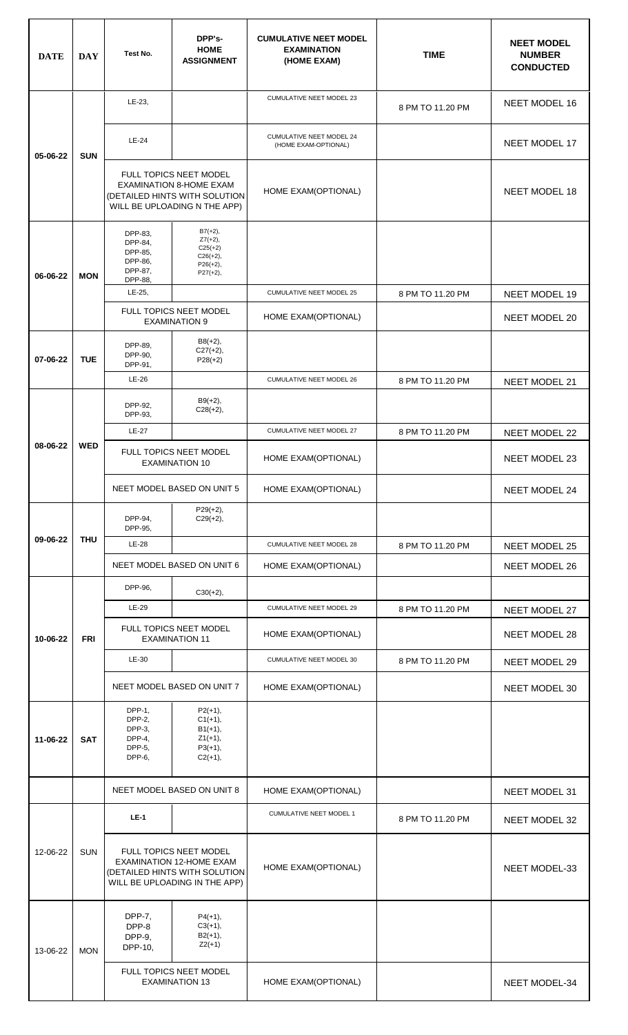| DATE | DAY | Test No. | DPP's-HOME ASSIGNMENT | CUMULATIVE NEET MODEL EXAMINATION (HOME EXAM) | TIME | NEET MODEL NUMBER CONDUCTED |
|---|---|---|---|---|---|---|
| 05-06-22 | SUN | LE-23, | | CUMULATIVE NEET MODEL 23 | 8 PM TO 11.20 PM | NEET MODEL 16 |
| | | LE-24 | | CUMULATIVE NEET MODEL 24 (HOME EXAM-OPTIONAL) | | NEET MODEL 17 |
| | | FULL TOPICS NEET MODEL EXAMINATION 8-HOME EXAM (DETAILED HINTS WITH SOLUTION WILL BE UPLOADING N THE APP) | | HOME EXAM(OPTIONAL) | | NEET MODEL 18 |
| 06-06-22 | MON | DPP-83, DPP-84, DPP-85, DPP-86, DPP-87, DPP-88, | B7(+2), Z7(+2), C25(+2) C26(+2), P26(+2), P27(+2), | | | |
| | | LE-25, | | CUMULATIVE NEET MODEL 25 | 8 PM TO 11.20 PM | NEET MODEL 19 |
| | | FULL TOPICS NEET MODEL EXAMINATION 9 | | HOME EXAM(OPTIONAL) | | NEET MODEL 20 |
| 07-06-22 | TUE | DPP-89, DPP-90, DPP-91, | B8(+2), C27(+2), P28(+2) | | | |
| | | LE-26 | | CUMULATIVE NEET MODEL 26 | 8 PM TO 11.20 PM | NEET MODEL 21 |
| 08-06-22 | WED | DPP-92, DPP-93, | B9(+2), C28(+2), | | | |
| | | LE-27 | | CUMULATIVE NEET MODEL 27 | 8 PM TO 11.20 PM | NEET MODEL 22 |
| | | FULL TOPICS NEET MODEL EXAMINATION 10 | | HOME EXAM(OPTIONAL) | | NEET MODEL 23 |
| | | NEET MODEL BASED ON UNIT 5 | | HOME EXAM(OPTIONAL) | | NEET MODEL 24 |
| 09-06-22 | THU | DPP-94, DPP-95, | P29(+2), C29(+2), | | | |
| | | LE-28 | | CUMULATIVE NEET MODEL 28 | 8 PM TO 11.20 PM | NEET MODEL 25 |
| | | NEET MODEL BASED ON UNIT 6 | | HOME EXAM(OPTIONAL) | | NEET MODEL 26 |
| 10-06-22 | FRI | DPP-96, | C30(+2), | | | |
| | | LE-29 | | CUMULATIVE NEET MODEL 29 | 8 PM TO 11.20 PM | NEET MODEL 27 |
| | | FULL TOPICS NEET MODEL EXAMINATION 11 | | HOME EXAM(OPTIONAL) | | NEET MODEL 28 |
| | | LE-30 | | CUMULATIVE NEET MODEL 30 | 8 PM TO 11.20 PM | NEET MODEL 29 |
| | | NEET MODEL BASED ON UNIT 7 | | HOME EXAM(OPTIONAL) | | NEET MODEL 30 |
| 11-06-22 | SAT | DPP-1, DPP-2, DPP-3, DPP-4, DPP-5, DPP-6, | P2(+1), C1(+1), B1(+1), Z1(+1), P3(+1), C2(+1), | | | |
| | | NEET MODEL BASED ON UNIT 8 | | HOME EXAM(OPTIONAL) | | NEET MODEL 31 |
| 12-06-22 | SUN | **LE-1** | | CUMULATIVE NEET MODEL 1 | 8 PM TO 11.20 PM | NEET MODEL 32 |
| | | FULL TOPICS NEET MODEL EXAMINATION 12-HOME EXAM (DETAILED HINTS WITH SOLUTION WILL BE UPLOADING IN THE APP) | | HOME EXAM(OPTIONAL) | | NEET MODEL-33 |
| 13-06-22 | MON | DPP-7, DPP-8 DPP-9, DPP-10, | P4(+1), C3(+1), B2(+1), Z2(+1) | | | |
| | | FULL TOPICS NEET MODEL EXAMINATION 13 | | HOME EXAM(OPTIONAL) | | NEET MODEL-34 |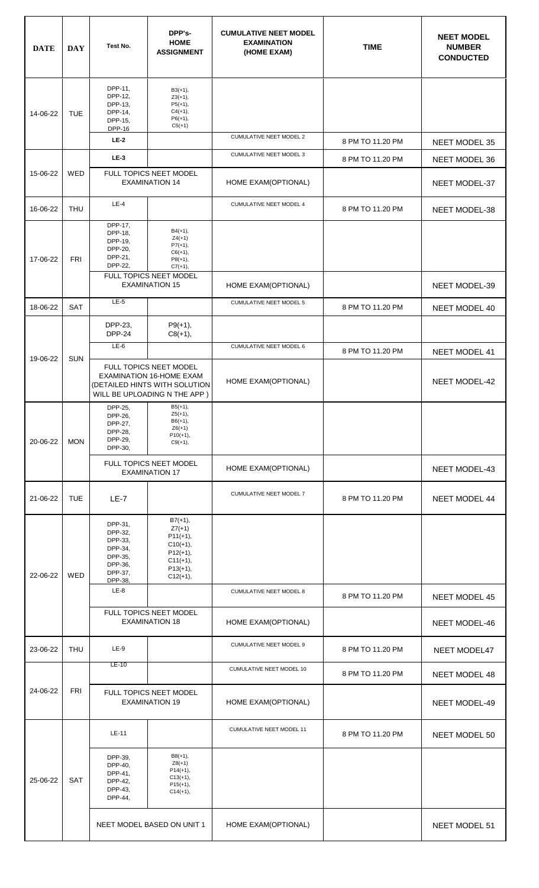| DATE | DAY | Test No. | DPP's- HOME ASSIGNMENT | CUMULATIVE NEET MODEL EXAMINATION (HOME EXAM) | TIME | NEET MODEL NUMBER CONDUCTED |
|---|---|---|---|---|---|---|
| 14-06-22 | TUE | DPP-11, DPP-12, DPP-13, DPP-14, DPP-15, DPP-16 | B3(+1), Z3(+1), P5(+1), C4(+1), P6(+1), C5(+1) | | | |
| | | **LE-2** | | CUMULATIVE NEET MODEL 2 | 8 PM TO 11.20 PM | NEET MODEL 35 |
| 15-06-22 | WED | **LE-3** | | CUMULATIVE NEET MODEL 3 | 8 PM TO 11.20 PM | NEET MODEL 36 |
| | | FULL TOPICS NEET MODEL EXAMINATION 14 | | HOME EXAM(OPTIONAL) | | NEET MODEL-37 |
| 16-06-22 | THU | LE-4 | | CUMULATIVE NEET MODEL 4 | 8 PM TO 11.20 PM | NEET MODEL-38 |
| 17-06-22 | FRI | DPP-17, DPP-18, DPP-19, DPP-20, DPP-21, DPP-22, | B4(+1), Z4(+1) P7(+1), C6(+1), P8(+1), C7(+1), | | | |
| | | FULL TOPICS NEET MODEL EXAMINATION 15 | | HOME EXAM(OPTIONAL) | | NEET MODEL-39 |
| 18-06-22 | SAT | LE-5 | | CUMULATIVE NEET MODEL 5 | 8 PM TO 11.20 PM | NEET MODEL 40 |
| 19-06-22 | SUN | DPP-23, DPP-24 | P9(+1), C8(+1), | | | |
| | | LE-6 | | CUMULATIVE NEET MODEL 6 | 8 PM TO 11.20 PM | NEET MODEL 41 |
| | | FULL TOPICS NEET MODEL EXAMINATION 16-HOME EXAM (DETAILED HINTS WITH SOLUTION WILL BE UPLOADING N THE APP ) | | HOME EXAM(OPTIONAL) | | NEET MODEL-42 |
| 20-06-22 | MON | DPP-25, DPP-26, DPP-27, DPP-28, DPP-29, DPP-30, | B5(+1), Z5(+1), B6(+1), Z6(+1) P10(+1), C9(+1), | | | |
| | | FULL TOPICS NEET MODEL EXAMINATION 17 | | HOME EXAM(OPTIONAL) | | NEET MODEL-43 |
| 21-06-22 | TUE | LE-7 | | CUMULATIVE NEET MODEL 7 | 8 PM TO 11.20 PM | NEET MODEL 44 |
| 22-06-22 | WED | DPP-31, DPP-32, DPP-33, DPP-34, DPP-35, DPP-36, DPP-37, DPP-38, | B7(+1), Z7(+1) P11(+1), C10(+1), P12(+1), C11(+1), P13(+1), C12(+1), | | | |
| | | LE-8 | | CUMULATIVE NEET MODEL 8 | 8 PM TO 11.20 PM | NEET MODEL 45 |
| | | FULL TOPICS NEET MODEL EXAMINATION 18 | | HOME EXAM(OPTIONAL) | | NEET MODEL-46 |
| 23-06-22 | THU | LE-9 | | CUMULATIVE NEET MODEL 9 | 8 PM TO 11.20 PM | NEET MODEL47 |
| 24-06-22 | FRI | LE-10 | | CUMULATIVE NEET MODEL 10 | 8 PM TO 11.20 PM | NEET MODEL 48 |
| | | FULL TOPICS NEET MODEL EXAMINATION 19 | | HOME EXAM(OPTIONAL) | | NEET MODEL-49 |
| 25-06-22 | SAT | LE-11 | | CUMULATIVE NEET MODEL 11 | 8 PM TO 11.20 PM | NEET MODEL 50 |
| | | DPP-39, DPP-40, DPP-41, DPP-42, DPP-43, DPP-44, | B8(+1), Z8(+1) P14(+1), C13(+1), P15(+1), C14(+1), | | | |
| | | NEET MODEL BASED ON UNIT 1 | | HOME EXAM(OPTIONAL) | | NEET MODEL 51 |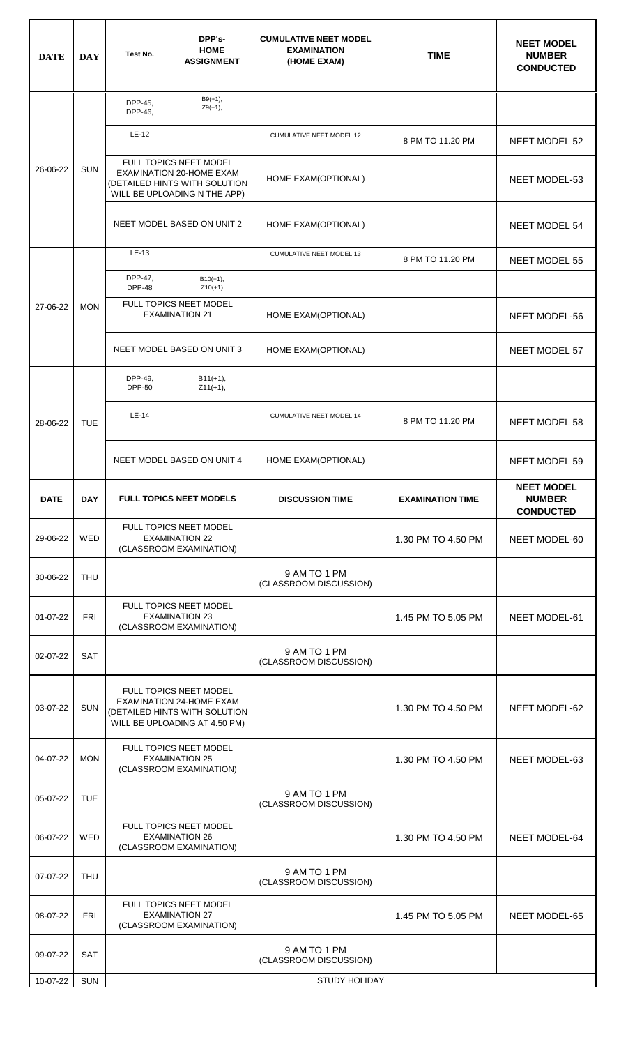| DATE | DAY | Test No. | DPP's- HOME ASSIGNMENT | CUMULATIVE NEET MODEL EXAMINATION (HOME EXAM) | TIME | NEET MODEL NUMBER CONDUCTED |
|---|---|---|---|---|---|---|
| 26-06-22 | SUN | DPP-45, DPP-46, | B9(+1), Z9(+1), | | | |
| | | LE-12 | | CUMULATIVE NEET MODEL 12 | 8 PM TO 11.20 PM | NEET MODEL 52 |
| | | FULL TOPICS NEET MODEL EXAMINATION 20-HOME EXAM (DETAILED HINTS WITH SOLUTION WILL BE UPLOADING N THE APP) | | HOME EXAM(OPTIONAL) | | NEET MODEL-53 |
| | | NEET MODEL BASED ON UNIT 2 | | HOME EXAM(OPTIONAL) | | NEET MODEL 54 |
| 27-06-22 | MON | LE-13 | | CUMULATIVE NEET MODEL 13 | 8 PM TO 11.20 PM | NEET MODEL 55 |
| | | DPP-47, DPP-48 | B10(+1), Z10(+1) | | | |
| | | FULL TOPICS NEET MODEL EXAMINATION 21 | | HOME EXAM(OPTIONAL) | | NEET MODEL-56 |
| | | NEET MODEL BASED ON UNIT 3 | | HOME EXAM(OPTIONAL) | | NEET MODEL 57 |
| 28-06-22 | TUE | DPP-49, DPP-50 | B11(+1), Z11(+1), | | | |
| | | LE-14 | | CUMULATIVE NEET MODEL 14 | 8 PM TO 11.20 PM | NEET MODEL 58 |
| | | NEET MODEL BASED ON UNIT 4 | | HOME EXAM(OPTIONAL) | | NEET MODEL 59 |
| **DATE** | **DAY** | **FULL TOPICS NEET MODELS** | | **DISCUSSION TIME** | **EXAMINATION TIME** | **NEET MODEL NUMBER CONDUCTED** |
| 29-06-22 | WED | FULL TOPICS NEET MODEL EXAMINATION 22 (CLASSROOM EXAMINATION) | | | 1.30 PM TO 4.50 PM | NEET MODEL-60 |
| 30-06-22 | THU | | | 9 AM TO 1 PM (CLASSROOM DISCUSSION) | | |
| 01-07-22 | FRI | FULL TOPICS NEET MODEL EXAMINATION 23 (CLASSROOM EXAMINATION) | | | 1.45 PM TO 5.05 PM | NEET MODEL-61 |
| 02-07-22 | SAT | | | 9 AM TO 1 PM (CLASSROOM DISCUSSION) | | |
| 03-07-22 | SUN | FULL TOPICS NEET MODEL EXAMINATION 24-HOME EXAM (DETAILED HINTS WITH SOLUTION WILL BE UPLOADING AT 4.50 PM) | | | 1.30 PM TO 4.50 PM | NEET MODEL-62 |
| 04-07-22 | MON | FULL TOPICS NEET MODEL EXAMINATION 25 (CLASSROOM EXAMINATION) | | | 1.30 PM TO 4.50 PM | NEET MODEL-63 |
| 05-07-22 | TUE | | | 9 AM TO 1 PM (CLASSROOM DISCUSSION) | | |
| 06-07-22 | WED | FULL TOPICS NEET MODEL EXAMINATION 26 (CLASSROOM EXAMINATION) | | | 1.30 PM TO 4.50 PM | NEET MODEL-64 |
| 07-07-22 | THU | | | 9 AM TO 1 PM (CLASSROOM DISCUSSION) | | |
| 08-07-22 | FRI | FULL TOPICS NEET MODEL EXAMINATION 27 (CLASSROOM EXAMINATION) | | | 1.45 PM TO 5.05 PM | NEET MODEL-65 |
| 09-07-22 | SAT | | | 9 AM TO 1 PM (CLASSROOM DISCUSSION) | | |
| 10-07-22 | SUN | | | STUDY HOLIDAY | | |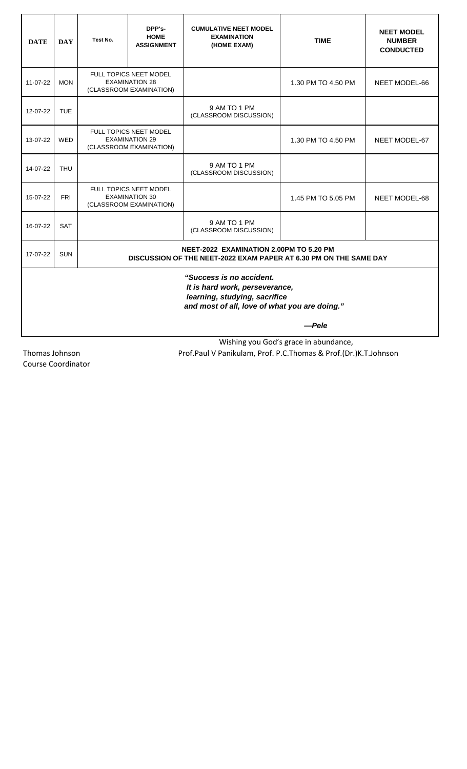| DATE | DAY | Test No. | DPP's- HOME ASSIGNMENT | CUMULATIVE NEET MODEL EXAMINATION (HOME EXAM) | TIME | NEET MODEL NUMBER CONDUCTED |
|---|---|---|---|---|---|---|
| 11-07-22 | MON | FULL TOPICS NEET MODEL EXAMINATION 28 (CLASSROOM EXAMINATION) | | | 1.30 PM TO 4.50 PM | NEET MODEL-66 |
| 12-07-22 | TUE | | | 9 AM TO 1 PM (CLASSROOM DISCUSSION) | | |
| 13-07-22 | WED | FULL TOPICS NEET MODEL EXAMINATION 29 (CLASSROOM EXAMINATION) | | | 1.30 PM TO 4.50 PM | NEET MODEL-67 |
| 14-07-22 | THU | | | 9 AM TO 1 PM (CLASSROOM DISCUSSION) | | |
| 15-07-22 | FRI | FULL TOPICS NEET MODEL EXAMINATION 30 (CLASSROOM EXAMINATION) | | | 1.45 PM TO 5.05 PM | NEET MODEL-68 |
| 16-07-22 | SAT | | | 9 AM TO 1 PM (CLASSROOM DISCUSSION) | | |
| 17-07-22 | SUN | **NEET-2022 EXAMINATION 2.00PM TO 5.20 PM DISCUSSION OF THE NEET-2022 EXAM PAPER AT 6.30 PM ON THE SAME DAY** | | | | |

***"Success is no accident.***
***It is hard work, perseverance,***
***learning, studying, sacrifice***
***and most of all, love of what you are doing."***

***—Pele***

Wishing you God's grace in abundance,

Thomas Johnson
Course Coordinator

Prof.Paul V Panikulam, Prof. P.C.Thomas & Prof.(Dr.)K.T.Johnson